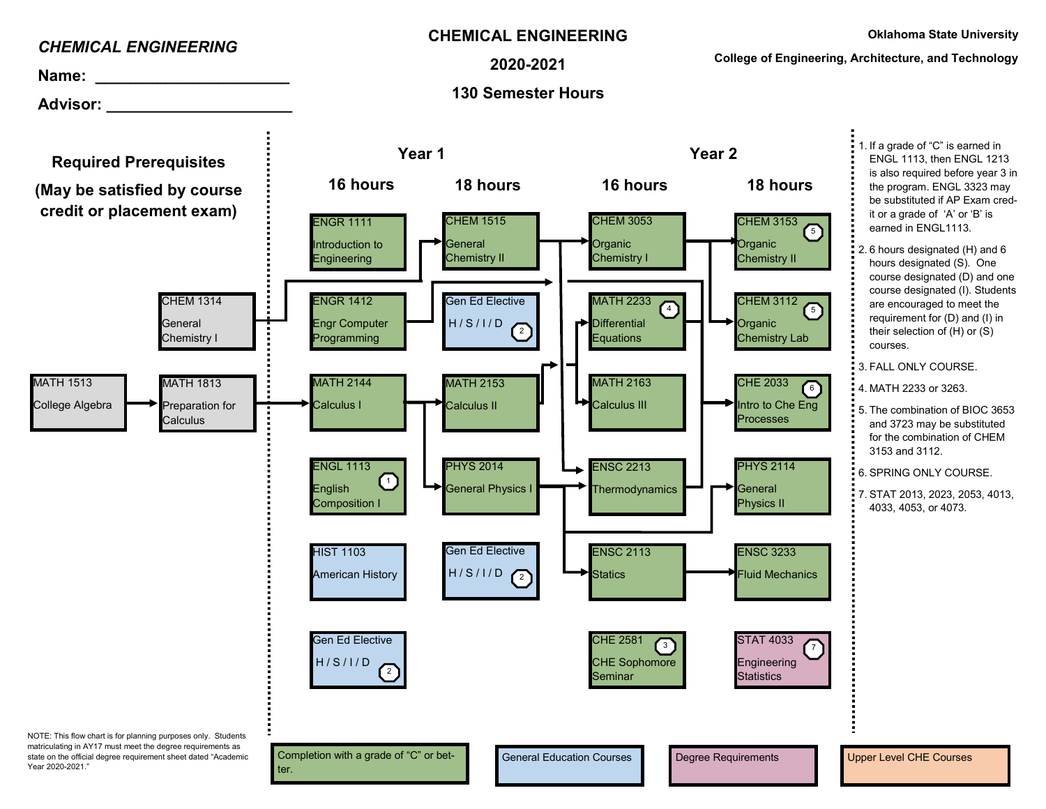*CHEMICAL ENGINEERING*

**Name:** ______________________

**Advisor:** ______________________

# CHEMICAL ENGINEERING

## 2020-2021

## 130 Semester Hours

**Oklahoma State University**

**College of Engineering, Architecture, and Technology**

### Required Prerequisites

**(May be satisfied by course credit or placement exam)**

- MATH 1513 College Algebra
- MATH 1813 Preparation for Calculus
- CHEM 1314 General Chemistry I

### Year 1

| 16 hours | 18 hours |
|---|---|
| ENGR 1111 Introduction to Engineering | CHEM 1515 General Chemistry II |
| ENGR 1412 Engr Computer Programming | Gen Ed Elective H / S / I / D (2) |
| MATH 2144 Calculus I | MATH 2153 Calculus II |
| ENGL 1113 English Composition I (1) | PHYS 2014 General Physics I |
| HIST 1103 American History | Gen Ed Elective H / S / I / D (2) |
| Gen Ed Elective H / S / I / D (2) | |

### Year 2

| 16 hours | 18 hours |
|---|---|
| CHEM 3053 Organic Chemistry I | CHEM 3153 Organic Chemistry II (5) |
| MATH 2233 Differential Equations (4) | CHEM 3112 Organic Chemistry Lab (5) |
| MATH 2163 Calculus III | CHE 2033 Intro to Che Eng Processes (6) |
| ENSC 2213 Thermodynamics | PHYS 2114 General Physics II |
| ENSC 2113 Statics | ENSC 3233 Fluid Mechanics |
| CHE 2581 CHE Sophomore Seminar (3) | STAT 4033 Engineering Statistics (7) |

1. If a grade of “C” is earned in ENGL 1113, then ENGL 1213 is also required before year 3 in the program. ENGL 3323 may be substituted if AP Exam credit or a grade of ‘A’ or ‘B’ is earned in ENGL1113.
2. 6 hours designated (H) and 6 hours designated (S). One course designated (D) and one course designated (I). Students are encouraged to meet the requirement for (D) and (I) in their selection of (H) or (S) courses.
3. FALL ONLY COURSE.
4. MATH 2233 or 3263.
5. The combination of BIOC 3653 and 3723 may be substituted for the combination of CHEM 3153 and 3112.
6. SPRING ONLY COURSE.
7. STAT 2013, 2023, 2053, 4013, 4033, 4053, or 4073.

NOTE: This flow chart is for planning purposes only. Students matriculating in AY17 must meet the degree requirements as state on the official degree requirement sheet dated “Academic Year 2020-2021.”

Legend: Completion with a grade of “C” or better. | General Education Courses | Degree Requirements | Upper Level CHE Courses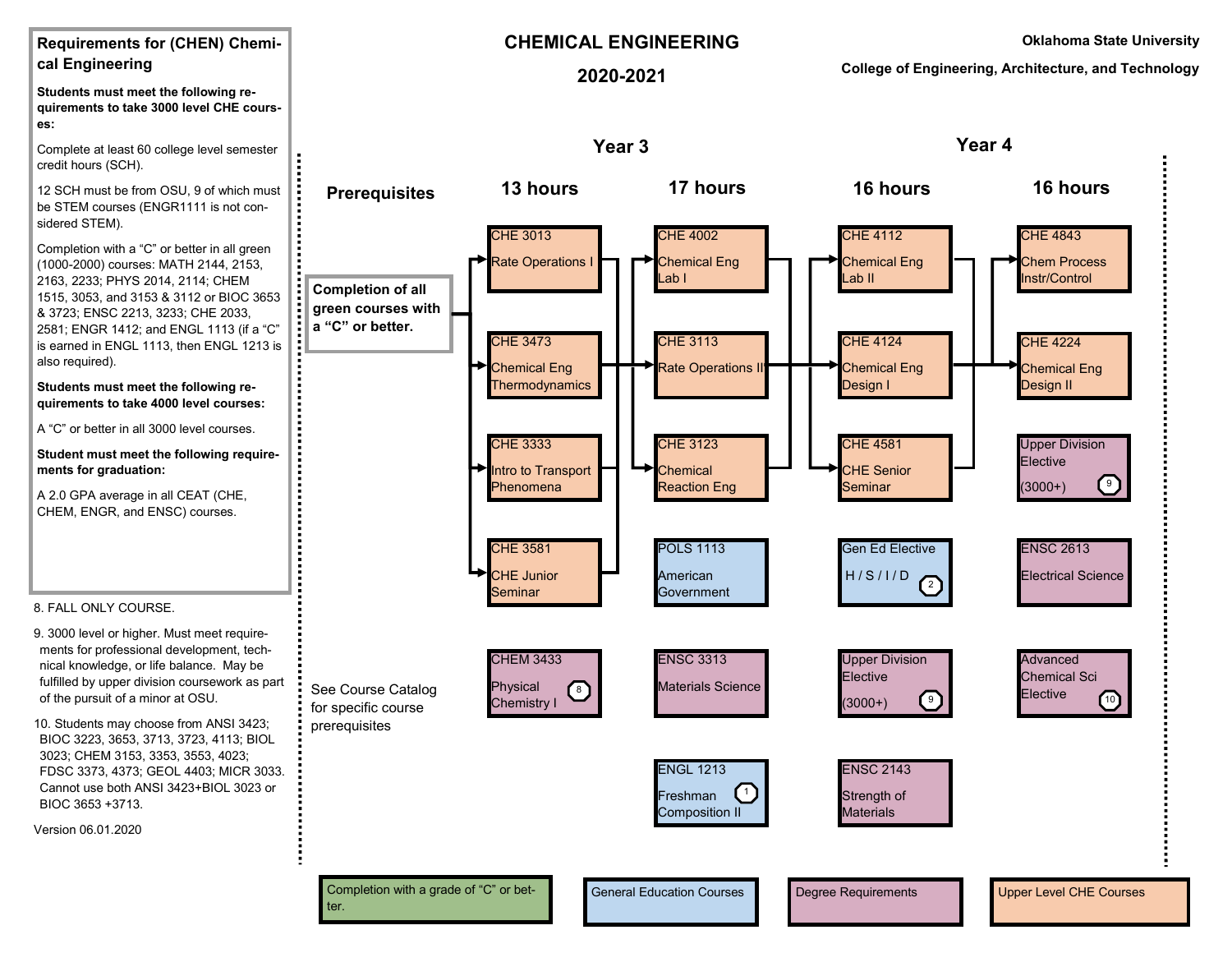## Requirements for (CHEN) Chemical Engineering

**Students must meet the following requirements to take 3000 level CHE courses:**

Complete at least 60 college level semester credit hours (SCH).

12 SCH must be from OSU, 9 of which must be STEM courses (ENGR1111 is not considered STEM).

Completion with a "C" or better in all green (1000-2000) courses: MATH 2144, 2153, 2163, 2233; PHYS 2014, 2114; CHEM 1515, 3053, and 3153 & 3112 or BIOC 3653 & 3723; ENSC 2213, 3233; CHE 2033, 2581; ENGR 1412; and ENGL 1113 (if a "C" is earned in ENGL 1113, then ENGL 1213 is also required).

**Students must meet the following requirements to take 4000 level courses:**

A "C" or better in all 3000 level courses.

**Student must meet the following requirements for graduation:**

A 2.0 GPA average in all CEAT (CHE, CHEM, ENGR, and ENSC) courses.

8. FALL ONLY COURSE.

9. 3000 level or higher. Must meet requirements for professional development, technical knowledge, or life balance. May be fulfilled by upper division coursework as part of the pursuit of a minor at OSU.

10. Students may choose from ANSI 3423; BIOC 3223, 3653, 3713, 3723, 4113; BIOL 3023; CHEM 3153, 3353, 3553, 4023; FDSC 3373, 4373; GEOL 4403; MICR 3033. Cannot use both ANSI 3423+BIOL 3023 or BIOC 3653 +3713.

Version 06.01.2020

# CHEMICAL ENGINEERING

## 2020-2021

Oklahoma State University

College of Engineering, Architecture, and Technology

**Prerequisites**

**Completion of all green courses with a "C" or better.**

See Course Catalog for specific course prerequisites

| Year 3: 13 hours | Year 3: 17 hours | Year 4: 16 hours | Year 4: 16 hours |
|---|---|---|---|
| CHE 3013 Rate Operations I | CHE 4002 Chemical Eng Lab I | CHE 4112 Chemical Eng Lab II | CHE 4843 Chem Process Instr/Control |
| CHE 3473 Chemical Eng Thermodynamics | CHE 3113 Rate Operations II | CHE 4124 Chemical Eng Design I | CHE 4224 Chemical Eng Design II |
| CHE 3333 Intro to Transport Phenomena | CHE 3123 Chemical Reaction Eng | CHE 4581 CHE Senior Seminar | Upper Division Elective (3000+) (9) |
| CHE 3581 CHE Junior Seminar | POLS 1113 American Government | Gen Ed Elective H / S / I / D (2) | ENSC 2613 Electrical Science |
| CHEM 3433 Physical Chemistry I (8) | ENSC 3313 Materials Science | Upper Division Elective (3000+) (9) | Advanced Chemical Sci Elective (10) |
| | ENGL 1213 Freshman Composition II (1) | ENSC 2143 Strength of Materials | |

Completion with a grade of "C" or better.

General Education Courses

Degree Requirements

Upper Level CHE Courses